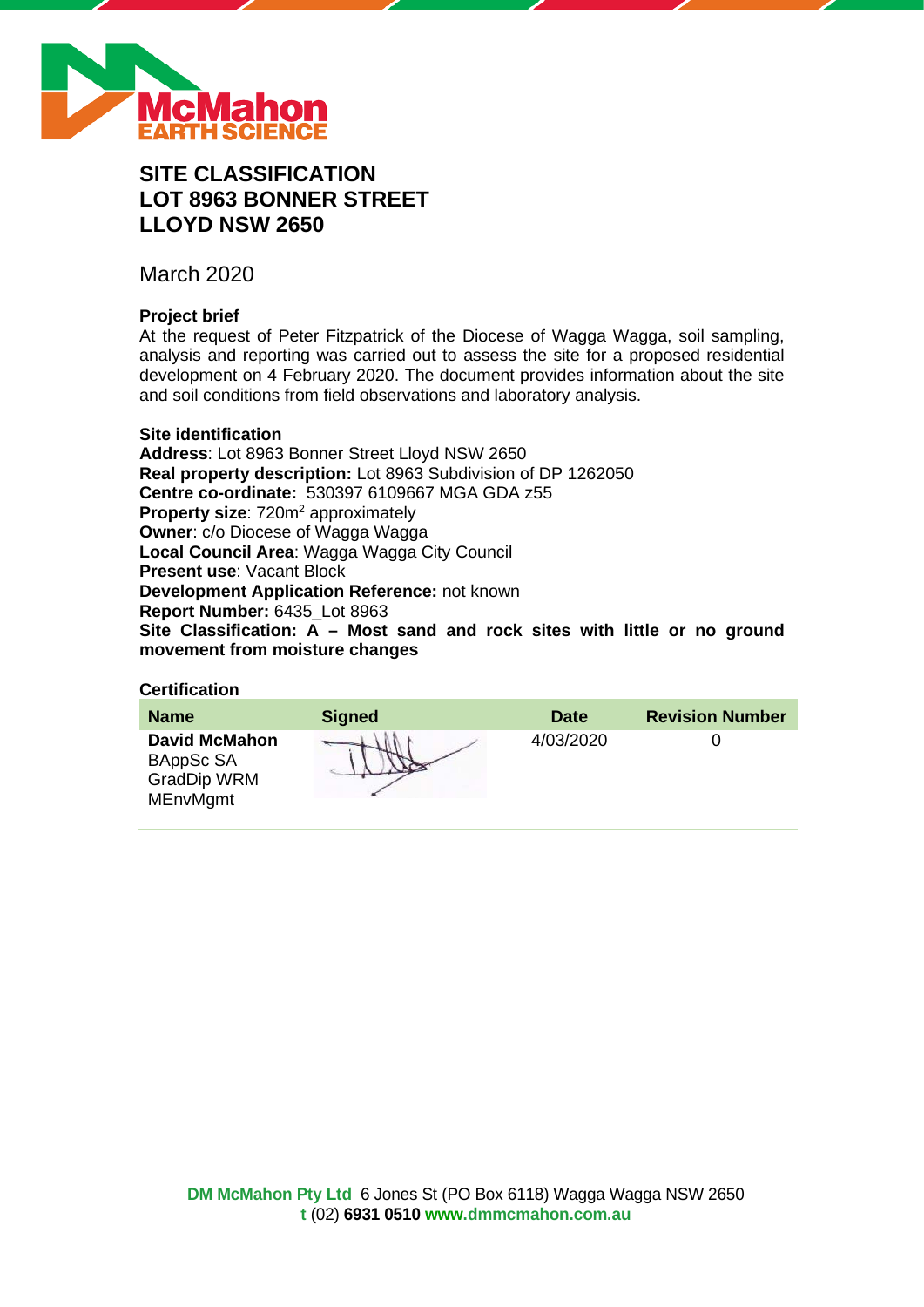# SITE CLASSIFICATION
# LOT 8963 BONNER STREET
# LLOYD NSW 2650

March 2020

### Project brief

At the request of Peter Fitzpatrick of the Diocese of Wagga Wagga, soil sampling, analysis and reporting was carried out to assess the site for a proposed residential development on 4 February 2020. The document provides information about the site and soil conditions from field observations and laboratory analysis.

### Site identification

**Address**: Lot 8963 Bonner Street Lloyd NSW 2650
**Real property description:** Lot 8963 Subdivision of DP 1262050
**Centre co-ordinate:** 530397 6109667 MGA GDA z55
**Property size**: 720m$^2$ approximately
**Owner**: c/o Diocese of Wagga Wagga
**Local Council Area**: Wagga Wagga City Council
**Present use**: Vacant Block
**Development Application Reference:** not known
**Report Number:** 6435_Lot 8963
**Site Classification: A – Most sand and rock sites with little or no ground movement from moisture changes**

### Certification

| Name | Signed | Date | Revision Number |
|---|---|---|---|
| **David McMahon** BAppSc SA GradDip WRM MEnvMgmt | | 4/03/2020 | 0 |

**DM McMahon Pty Ltd** 6 Jones St (PO Box 6118) Wagga Wagga NSW 2650
**t** (02) **6931 0510** **www.dmmcmahon.com.au**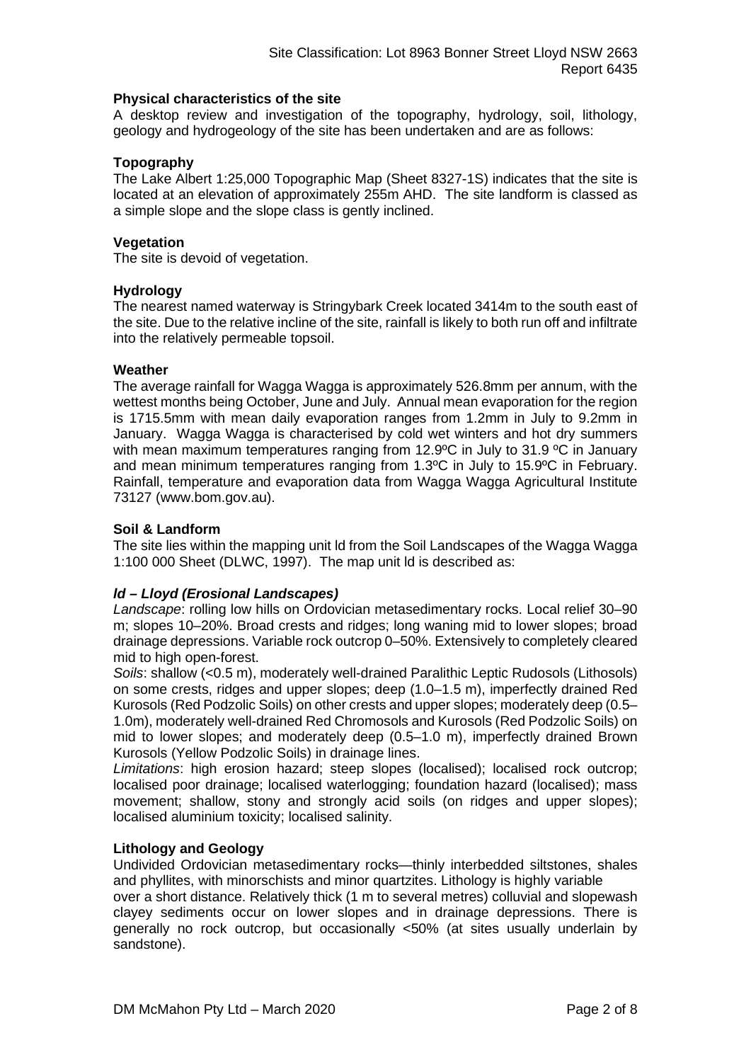**Physical characteristics of the site**

A desktop review and investigation of the topography, hydrology, soil, lithology, geology and hydrogeology of the site has been undertaken and are as follows:

**Topography**

The Lake Albert 1:25,000 Topographic Map (Sheet 8327-1S) indicates that the site is located at an elevation of approximately 255m AHD. The site landform is classed as a simple slope and the slope class is gently inclined.

**Vegetation**

The site is devoid of vegetation.

**Hydrology**

The nearest named waterway is Stringybark Creek located 3414m to the south east of the site. Due to the relative incline of the site, rainfall is likely to both run off and infiltrate into the relatively permeable topsoil.

**Weather**

The average rainfall for Wagga Wagga is approximately 526.8mm per annum, with the wettest months being October, June and July. Annual mean evaporation for the region is 1715.5mm with mean daily evaporation ranges from 1.2mm in July to 9.2mm in January. Wagga Wagga is characterised by cold wet winters and hot dry summers with mean maximum temperatures ranging from 12.9ºC in July to 31.9 ºC in January and mean minimum temperatures ranging from 1.3ºC in July to 15.9ºC in February. Rainfall, temperature and evaporation data from Wagga Wagga Agricultural Institute 73127 (www.bom.gov.au).

**Soil & Landform**

The site lies within the mapping unit ld from the Soil Landscapes of the Wagga Wagga 1:100 000 Sheet (DLWC, 1997). The map unit ld is described as:

***ld – Lloyd (Erosional Landscapes)***

*Landscape*: rolling low hills on Ordovician metasedimentary rocks. Local relief 30–90 m; slopes 10–20%. Broad crests and ridges; long waning mid to lower slopes; broad drainage depressions. Variable rock outcrop 0–50%. Extensively to completely cleared mid to high open-forest.

*Soils*: shallow (<0.5 m), moderately well-drained Paralithic Leptic Rudosols (Lithosols) on some crests, ridges and upper slopes; deep (1.0–1.5 m), imperfectly drained Red Kurosols (Red Podzolic Soils) on other crests and upper slopes; moderately deep (0.5–1.0m), moderately well-drained Red Chromosols and Kurosols (Red Podzolic Soils) on mid to lower slopes; and moderately deep (0.5–1.0 m), imperfectly drained Brown Kurosols (Yellow Podzolic Soils) in drainage lines.

*Limitations*: high erosion hazard; steep slopes (localised); localised rock outcrop; localised poor drainage; localised waterlogging; foundation hazard (localised); mass movement; shallow, stony and strongly acid soils (on ridges and upper slopes); localised aluminium toxicity; localised salinity.

**Lithology and Geology**

Undivided Ordovician metasedimentary rocks—thinly interbedded siltstones, shales and phyllites, with minorschists and minor quartzites. Lithology is highly variable over a short distance. Relatively thick (1 m to several metres) colluvial and slopewash clayey sediments occur on lower slopes and in drainage depressions. There is generally no rock outcrop, but occasionally <50% (at sites usually underlain by sandstone).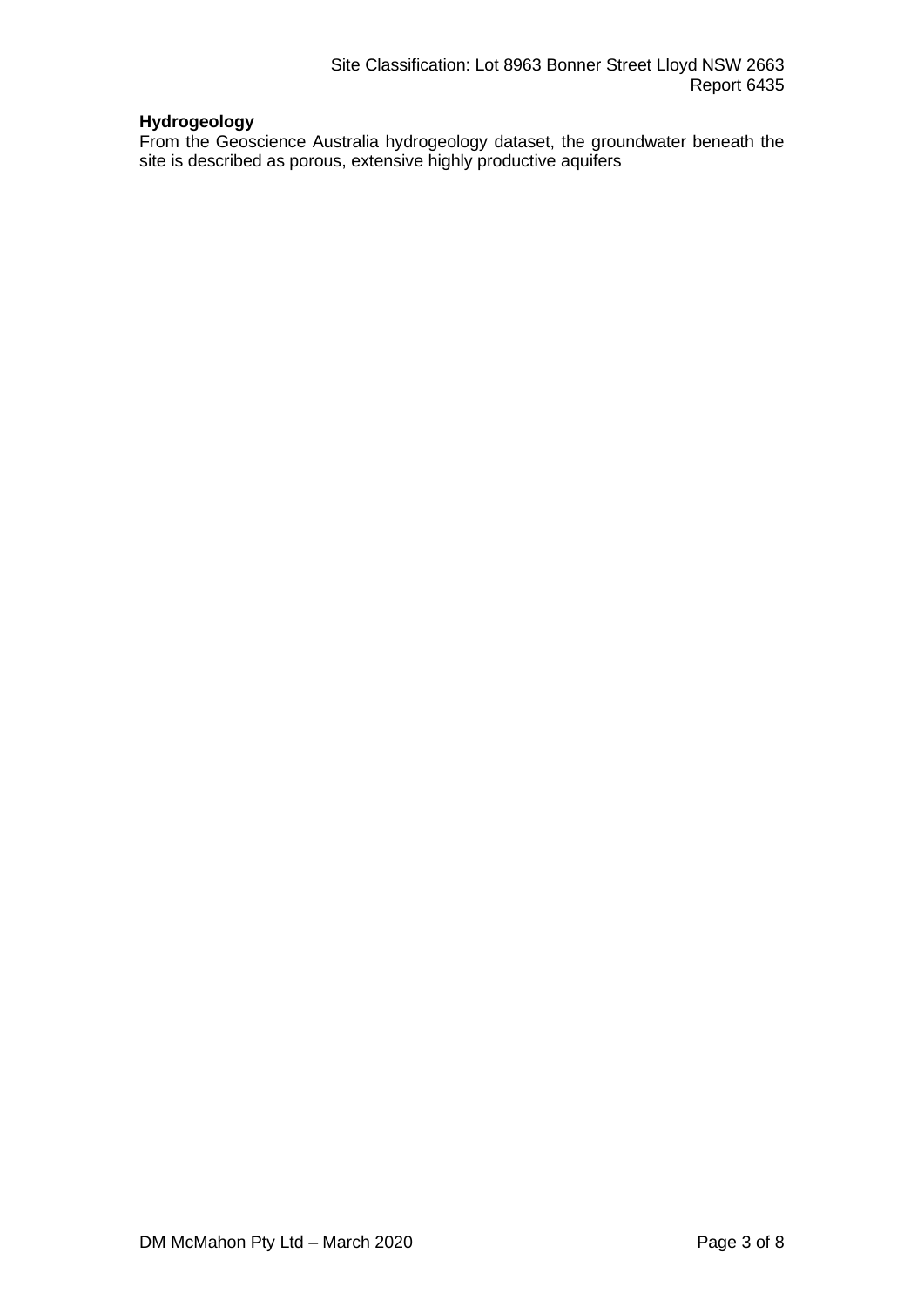**Hydrogeology**

From the Geoscience Australia hydrogeology dataset, the groundwater beneath the site is described as porous, extensive highly productive aquifers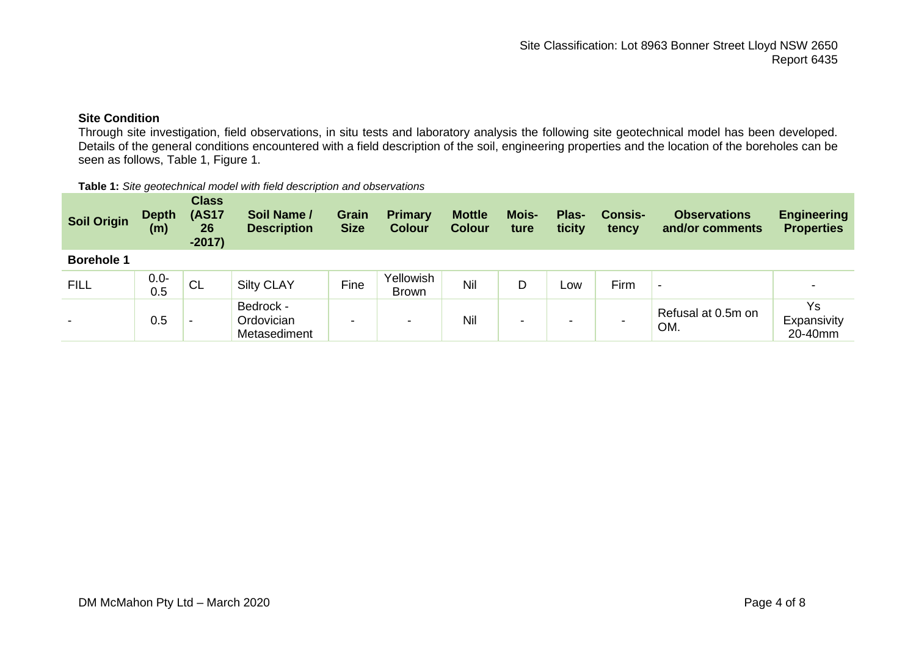## Site Condition

Through site investigation, field observations, in situ tests and laboratory analysis the following site geotechnical model has been developed. Details of the general conditions encountered with a field description of the soil, engineering properties and the location of the boreholes can be seen as follows, Table 1, Figure 1.

**Table 1:** *Site geotechnical model with field description and observations*

| Soil Origin | Depth (m) | Class (AS1726-2017) | Soil Name / Description | Grain Size | Primary Colour | Mottle Colour | Moisture | Plasticity | Consistency | Observations and/or comments | Engineering Properties |
|---|---|---|---|---|---|---|---|---|---|---|---|
| **Borehole 1** | | | | | | | | | | | |
| FILL | 0.0-0.5 | CL | Silty CLAY | Fine | Yellowish Brown | Nil | D | Low | Firm | - | - |
| - | 0.5 | - | Bedrock - Ordovician Metasediment | - | - | Nil | - | - | - | Refusal at 0.5m on OM. | Ys Expansivity 20-40mm |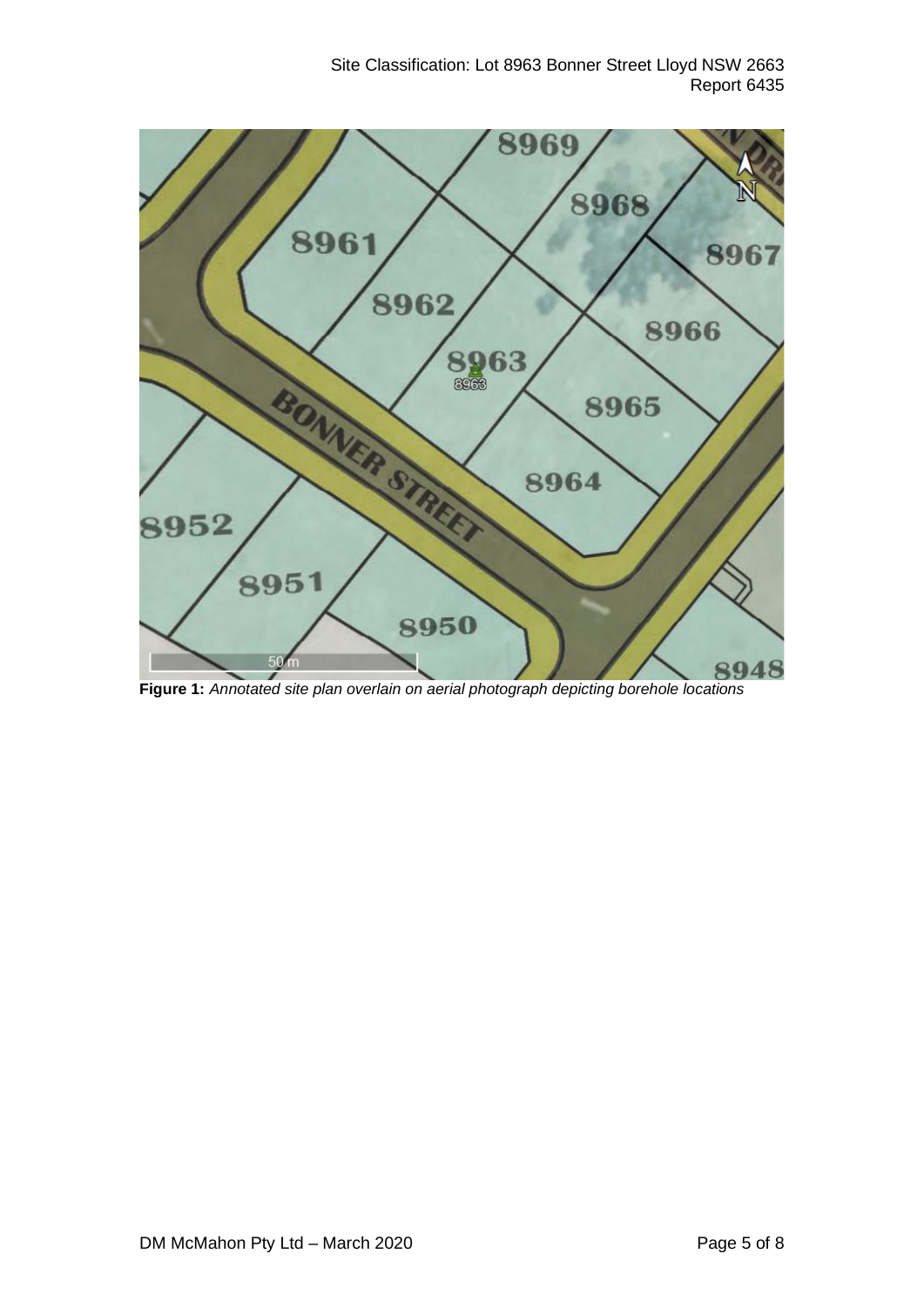**Figure 1:** *Annotated site plan overlain on aerial photograph depicting borehole locations*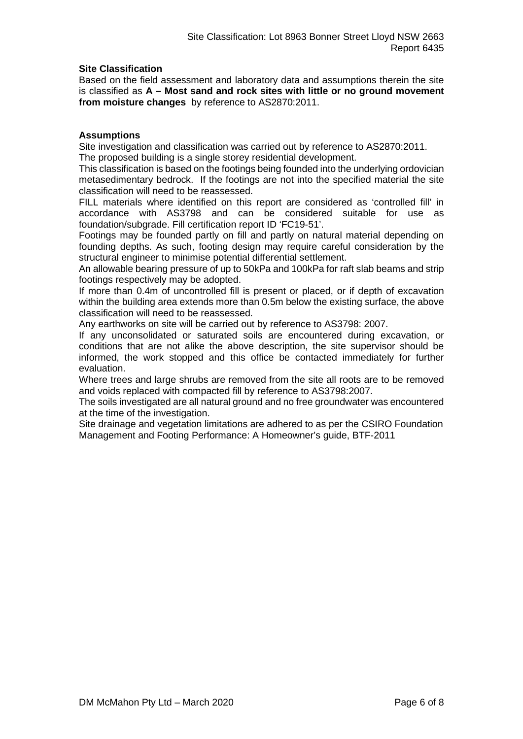**Site Classification**

Based on the field assessment and laboratory data and assumptions therein the site is classified as **A – Most sand and rock sites with little or no ground movement from moisture changes** by reference to AS2870:2011.

**Assumptions**

Site investigation and classification was carried out by reference to AS2870:2011.
The proposed building is a single storey residential development.
This classification is based on the footings being founded into the underlying ordovician metasedimentary bedrock. If the footings are not into the specified material the site classification will need to be reassessed.
FILL materials where identified on this report are considered as 'controlled fill' in accordance with AS3798 and can be considered suitable for use as foundation/subgrade. Fill certification report ID 'FC19-51'.
Footings may be founded partly on fill and partly on natural material depending on founding depths. As such, footing design may require careful consideration by the structural engineer to minimise potential differential settlement.
An allowable bearing pressure of up to 50kPa and 100kPa for raft slab beams and strip footings respectively may be adopted.
If more than 0.4m of uncontrolled fill is present or placed, or if depth of excavation within the building area extends more than 0.5m below the existing surface, the above classification will need to be reassessed.
Any earthworks on site will be carried out by reference to AS3798: 2007.
If any unconsolidated or saturated soils are encountered during excavation, or conditions that are not alike the above description, the site supervisor should be informed, the work stopped and this office be contacted immediately for further evaluation.
Where trees and large shrubs are removed from the site all roots are to be removed and voids replaced with compacted fill by reference to AS3798:2007.
The soils investigated are all natural ground and no free groundwater was encountered at the time of the investigation.
Site drainage and vegetation limitations are adhered to as per the CSIRO Foundation Management and Footing Performance: A Homeowner's guide, BTF-2011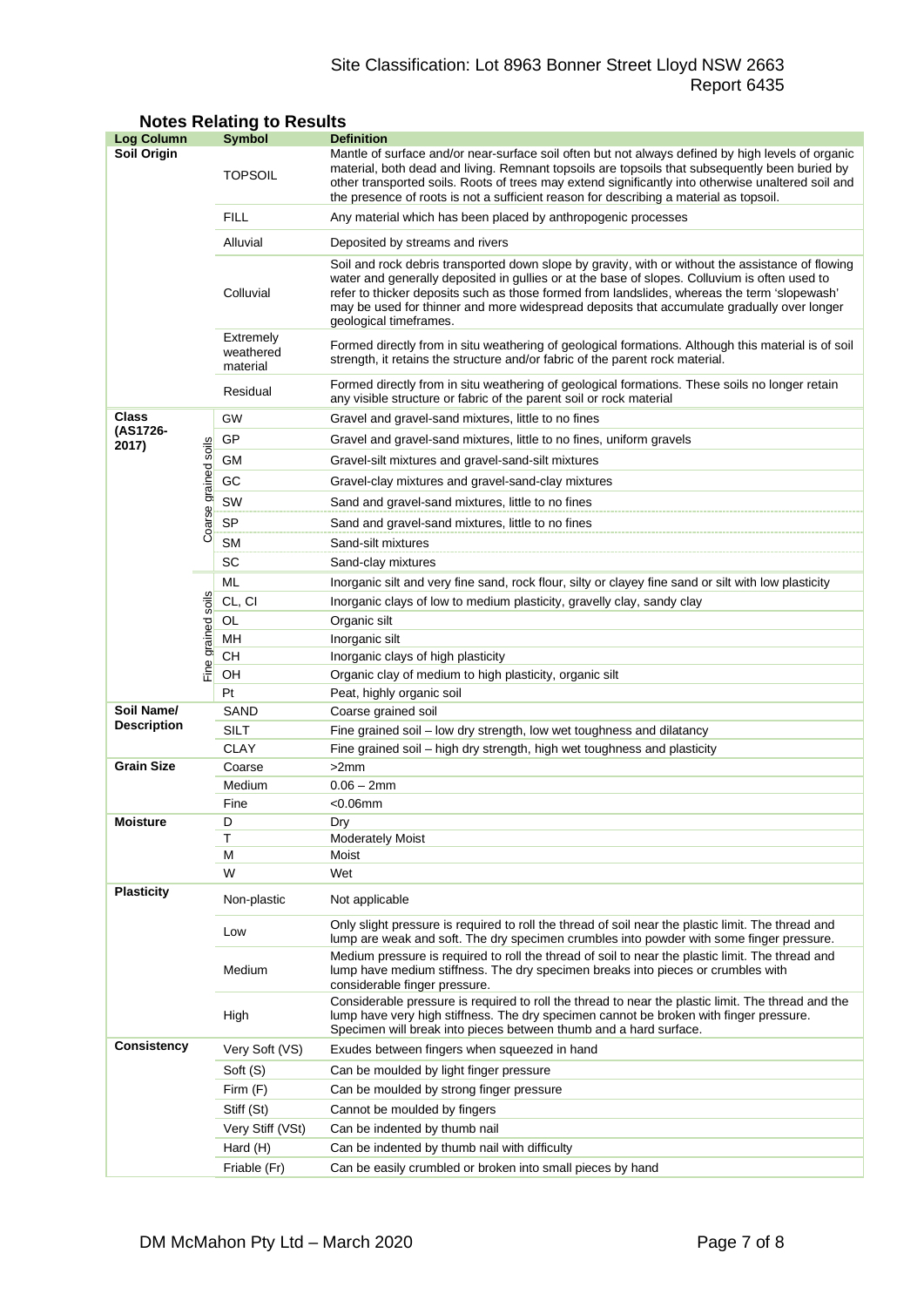## Notes Relating to Results

| Log Column | | Symbol | Definition |
|---|---|---|---|
| **Soil Origin** | | TOPSOIL | Mantle of surface and/or near-surface soil often but not always defined by high levels of organic material, both dead and living. Remnant topsoils are topsoils that subsequently been buried by other transported soils. Roots of trees may extend significantly into otherwise unaltered soil and the presence of roots is not a sufficient reason for describing a material as topsoil. |
| | | FILL | Any material which has been placed by anthropogenic processes |
| | | Alluvial | Deposited by streams and rivers |
| | | Colluvial | Soil and rock debris transported down slope by gravity, with or without the assistance of flowing water and generally deposited in gullies or at the base of slopes. Colluvium is often used to refer to thicker deposits such as those formed from landslides, whereas the term 'slopewash' may be used for thinner and more widespread deposits that accumulate gradually over longer geological timeframes. |
| | | Extremely weathered material | Formed directly from in situ weathering of geological formations. Although this material is of soil strength, it retains the structure and/or fabric of the parent rock material. |
| | | Residual | Formed directly from in situ weathering of geological formations. These soils no longer retain any visible structure or fabric of the parent soil or rock material |
| **Class (AS1726-2017)** | Coarse grained soils | GW | Gravel and gravel-sand mixtures, little to no fines |
| | | GP | Gravel and gravel-sand mixtures, little to no fines, uniform gravels |
| | | GM | Gravel-silt mixtures and gravel-sand-silt mixtures |
| | | GC | Gravel-clay mixtures and gravel-sand-clay mixtures |
| | | SW | Sand and gravel-sand mixtures, little to no fines |
| | | SP | Sand and gravel-sand mixtures, little to no fines |
| | | SM | Sand-silt mixtures |
| | | SC | Sand-clay mixtures |
| | Fine grained soils | ML | Inorganic silt and very fine sand, rock flour, silty or clayey fine sand or silt with low plasticity |
| | | CL, CI | Inorganic clays of low to medium plasticity, gravelly clay, sandy clay |
| | | OL | Organic silt |
| | | MH | Inorganic silt |
| | | CH | Inorganic clays of high plasticity |
| | | OH | Organic clay of medium to high plasticity, organic silt |
| | | Pt | Peat, highly organic soil |
| **Soil Name/ Description** | | SAND | Coarse grained soil |
| | | SILT | Fine grained soil – low dry strength, low wet toughness and dilatancy |
| | | CLAY | Fine grained soil – high dry strength, high wet toughness and plasticity |
| **Grain Size** | | Coarse | >2mm |
| | | Medium | 0.06 – 2mm |
| | | Fine | <0.06mm |
| **Moisture** | | D | Dry |
| | | T | Moderately Moist |
| | | M | Moist |
| | | W | Wet |
| **Plasticity** | | Non-plastic | Not applicable |
| | | Low | Only slight pressure is required to roll the thread of soil near the plastic limit. The thread and lump are weak and soft. The dry specimen crumbles into powder with some finger pressure. |
| | | Medium | Medium pressure is required to roll the thread of soil to near the plastic limit. The thread and lump have medium stiffness. The dry specimen breaks into pieces or crumbles with considerable finger pressure. |
| | | High | Considerable pressure is required to roll the thread to near the plastic limit. The thread and the lump have very high stiffness. The dry specimen cannot be broken with finger pressure. Specimen will break into pieces between thumb and a hard surface. |
| **Consistency** | | Very Soft (VS) | Exudes between fingers when squeezed in hand |
| | | Soft (S) | Can be moulded by light finger pressure |
| | | Firm (F) | Can be moulded by strong finger pressure |
| | | Stiff (St) | Cannot be moulded by fingers |
| | | Very Stiff (VSt) | Can be indented by thumb nail |
| | | Hard (H) | Can be indented by thumb nail with difficulty |
| | | Friable (Fr) | Can be easily crumbled or broken into small pieces by hand |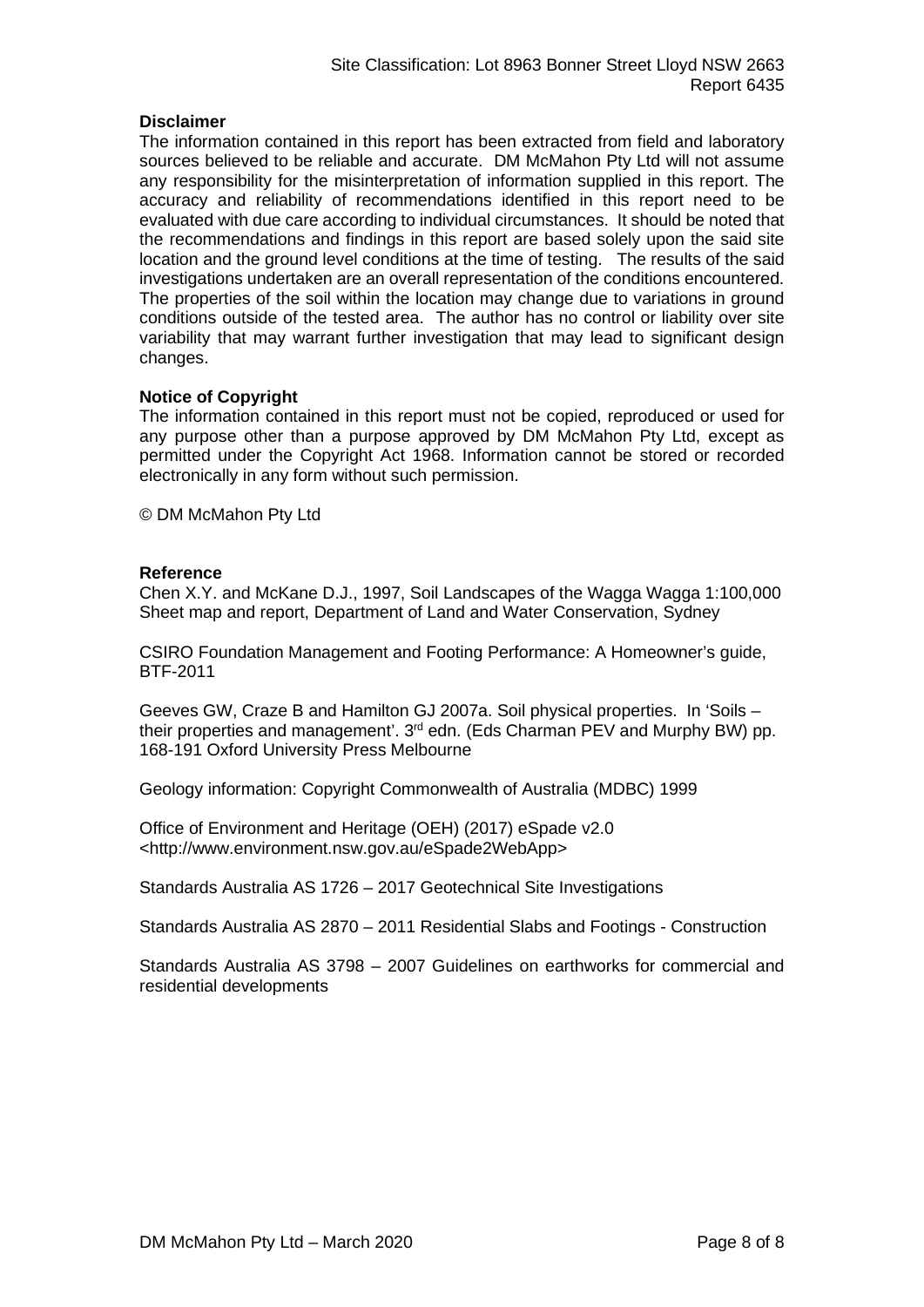**Disclaimer**

The information contained in this report has been extracted from field and laboratory sources believed to be reliable and accurate. DM McMahon Pty Ltd will not assume any responsibility for the misinterpretation of information supplied in this report. The accuracy and reliability of recommendations identified in this report need to be evaluated with due care according to individual circumstances. It should be noted that the recommendations and findings in this report are based solely upon the said site location and the ground level conditions at the time of testing. The results of the said investigations undertaken are an overall representation of the conditions encountered. The properties of the soil within the location may change due to variations in ground conditions outside of the tested area. The author has no control or liability over site variability that may warrant further investigation that may lead to significant design changes.

**Notice of Copyright**

The information contained in this report must not be copied, reproduced or used for any purpose other than a purpose approved by DM McMahon Pty Ltd, except as permitted under the Copyright Act 1968. Information cannot be stored or recorded electronically in any form without such permission.

© DM McMahon Pty Ltd

**Reference**

Chen X.Y. and McKane D.J., 1997, Soil Landscapes of the Wagga Wagga 1:100,000 Sheet map and report, Department of Land and Water Conservation, Sydney

CSIRO Foundation Management and Footing Performance: A Homeowner's guide, BTF-2011

Geeves GW, Craze B and Hamilton GJ 2007a. Soil physical properties. In 'Soils – their properties and management'. 3rd edn. (Eds Charman PEV and Murphy BW) pp. 168-191 Oxford University Press Melbourne

Geology information: Copyright Commonwealth of Australia (MDBC) 1999

Office of Environment and Heritage (OEH) (2017) eSpade v2.0 <http://www.environment.nsw.gov.au/eSpade2WebApp>

Standards Australia AS 1726 – 2017 Geotechnical Site Investigations

Standards Australia AS 2870 – 2011 Residential Slabs and Footings - Construction

Standards Australia AS 3798 – 2007 Guidelines on earthworks for commercial and residential developments